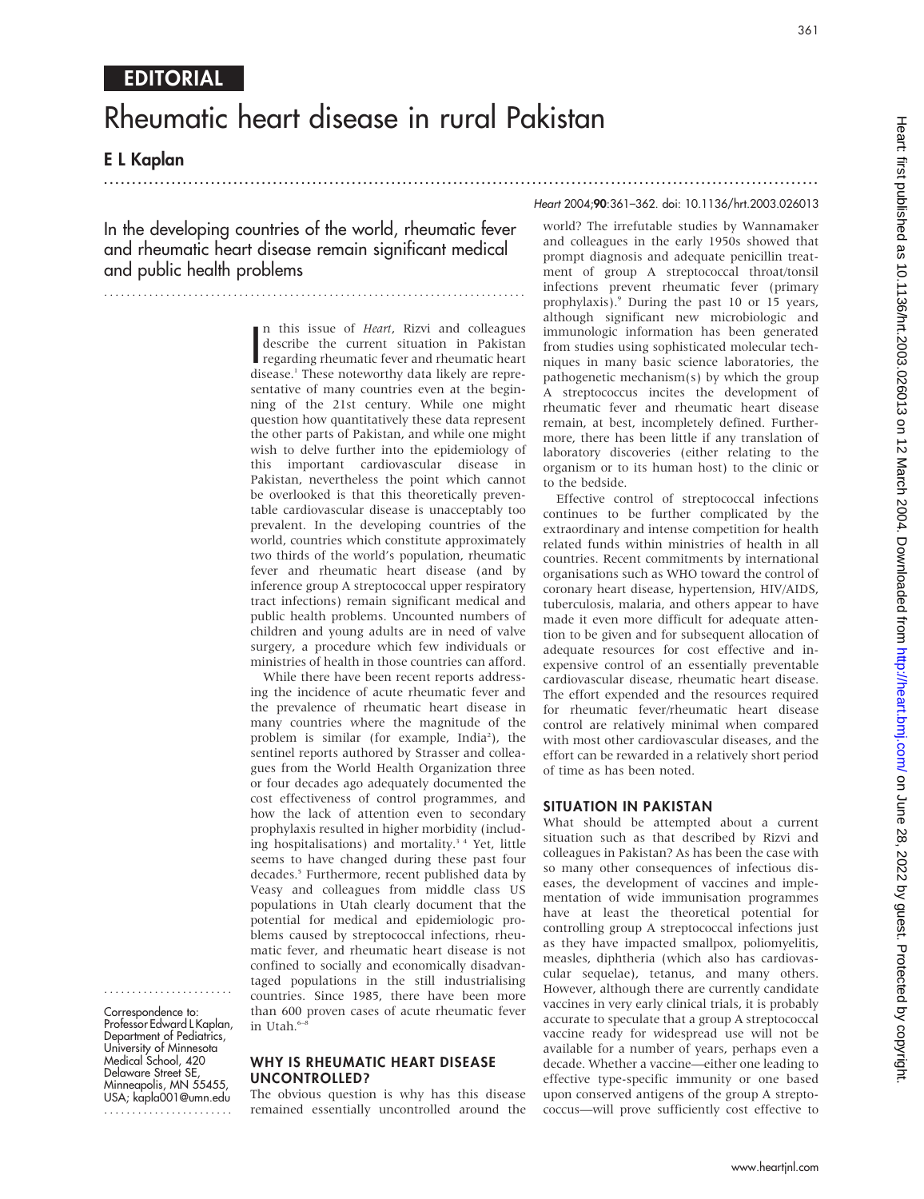EDITORIAL

# Rheumatic heart disease in rural Pakistan

## E L Kaplan

In the developing countries of the world, rheumatic fever and rheumatic heart disease remain significant medical and public health problems

In this issue of *Heart*, Rizvi and colleagues describe the current situation in Pakistan regarding rheumatic fever and rheumatic heart disease.[1] These noteworthy data likely are representative of many countries even at the beginning of the 21st century. While one might question how quantitatively these data represent the other parts of Pakistan, and while one might wish to delve further into the epidemiology of this important cardiovascular disease in Pakistan, nevertheless the point which cannot be overlooked is that this theoretically preventable cardiovascular disease is unacceptably too prevalent. In the developing countries of the world, countries which constitute approximately two thirds of the world's population, rheumatic fever and rheumatic heart disease (and by inference group A streptococcal upper respiratory tract infections) remain significant medical and public health problems. Uncounted numbers of children and young adults are in need of valve surgery, a procedure which few individuals or ministries of health in those countries can afford.

While there have been recent reports addressing the incidence of acute rheumatic fever and the prevalence of rheumatic heart disease in many countries where the magnitude of the problem is similar (for example, India[2]), the sentinel reports authored by Strasser and colleagues from the World Health Organization three or four decades ago adequately documented the cost effectiveness of control programmes, and how the lack of attention even to secondary prophylaxis resulted in higher morbidity (including hospitalisations) and mortality.[3 4] Yet, little seems to have changed during these past four decades.[5] Furthermore, recent published data by Veasy and colleagues from middle class US populations in Utah clearly document that the potential for medical and epidemiologic problems caused by streptococcal infections, rheumatic fever, and rheumatic heart disease is not confined to socially and economically disadvantaged populations in the still industrialising countries. Since 1985, there have been more than 600 proven cases of acute rheumatic fever in Utah.[6–8]

### WHY IS RHEUMATIC HEART DISEASE UNCONTROLLED?

The obvious question is why has this disease remained essentially uncontrolled around the world? The irrefutable studies by Wannamaker and colleagues in the early 1950s showed that prompt diagnosis and adequate penicillin treatment of group A streptococcal throat/tonsil infections prevent rheumatic fever (primary prophylaxis).[9] During the past 10 or 15 years, although significant new microbiologic and immunologic information has been generated from studies using sophisticated molecular techniques in many basic science laboratories, the pathogenetic mechanism(s) by which the group A streptococcus incites the development of rheumatic fever and rheumatic heart disease remain, at best, incompletely defined. Furthermore, there has been little if any translation of laboratory discoveries (either relating to the organism or to its human host) to the clinic or to the bedside.

Effective control of streptococcal infections continues to be further complicated by the extraordinary and intense competition for health related funds within ministries of health in all countries. Recent commitments by international organisations such as WHO toward the control of coronary heart disease, hypertension, HIV/AIDS, tuberculosis, malaria, and others appear to have made it even more difficult for adequate attention to be given and for subsequent allocation of adequate resources for cost effective and inexpensive control of an essentially preventable cardiovascular disease, rheumatic heart disease. The effort expended and the resources required for rheumatic fever/rheumatic heart disease control are relatively minimal when compared with most other cardiovascular diseases, and the effort can be rewarded in a relatively short period of time as has been noted.

### SITUATION IN PAKISTAN

What should be attempted about a current situation such as that described by Rizvi and colleagues in Pakistan? As has been the case with so many other consequences of infectious diseases, the development of vaccines and implementation of wide immunisation programmes have at least the theoretical potential for controlling group A streptococcal infections just as they have impacted smallpox, poliomyelitis, measles, diphtheria (which also has cardiovascular sequelae), tetanus, and many others. However, although there are currently candidate vaccines in very early clinical trials, it is probably accurate to speculate that a group A streptococcal vaccine ready for widespread use will not be available for a number of years, perhaps even a decade. Whether a vaccine—either one leading to effective type-specific immunity or one based upon conserved antigens of the group A streptococcus—will prove sufficiently cost effective to

Correspondence to: Professor Edward L Kaplan, Department of Pediatrics, University of Minnesota Medical School, 420 Delaware Street SE, Minneapolis, MN 55455, USA; kapla001@umn.edu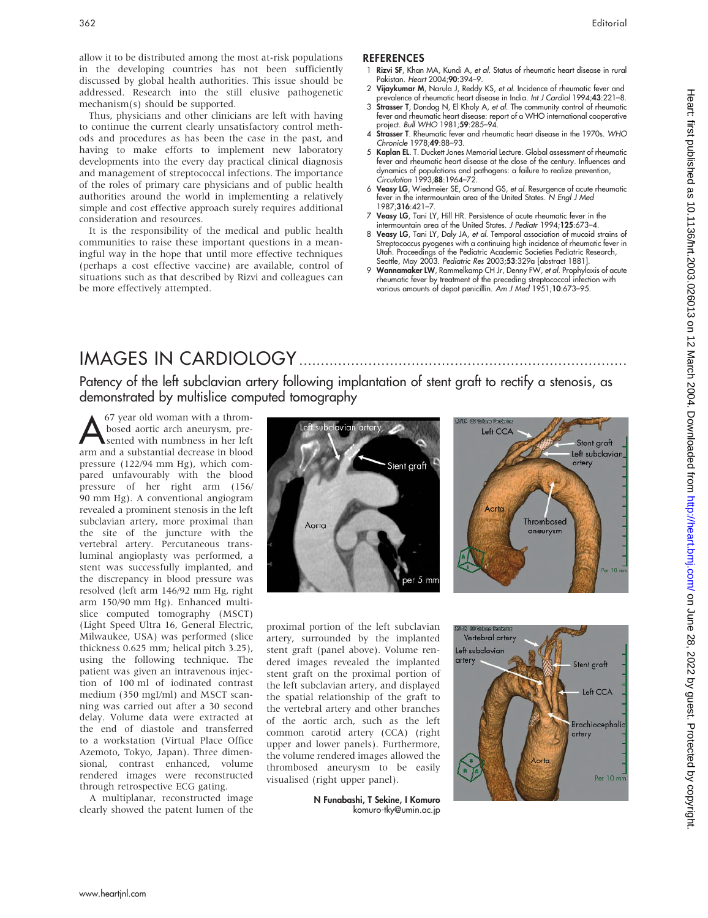allow it to be distributed among the most at-risk populations in the developing countries has not been sufficiently discussed by global health authorities. This issue should be addressed. Research into the still elusive pathogenetic mechanism(s) should be supported.

Thus, physicians and other clinicians are left with having to continue the current clearly unsatisfactory control methods and procedures as has been the case in the past, and having to make efforts to implement new laboratory developments into the every day practical clinical diagnosis and management of streptococcal infections. The importance of the roles of primary care physicians and of public health authorities around the world in implementing a relatively simple and cost effective approach surely requires additional consideration and resources.

It is the responsibility of the medical and public health communities to raise these important questions in a meaningful way in the hope that until more effective techniques (perhaps a cost effective vaccine) are available, control of situations such as that described by Rizvi and colleagues can be more effectively attempted.

## REFERENCES

1. **Rizvi SF**, Khan MA, Kundi A, *et al*. Status of rheumatic heart disease in rural Pakistan. *Heart* 2004;**90**:394–9.
2. **Vijaykumar M**, Narula J, Reddy KS, *et al*. Incidence of rheumatic fever and prevalence of rheumatic heart disease in India. *Int J Cardiol* 1994;**43**:221–8.
3. **Strasser T**, Dondog N, El Kholy A, *et al*. The community control of rheumatic fever and rheumatic heart disease: report of a WHO international cooperative project. *Bull WHO* 1981;**59**:285–94.
4. **Strasser T**. Rheumatic fever and rheumatic heart disease in the 1970s. *WHO Chronicle* 1978;**49**:88–93.
5. **Kaplan EL**. T. Duckett Jones Memorial Lecture. Global assessment of rheumatic fever and rheumatic heart disease at the close of the century. Influences and dynamics of populations and pathogens: a failure to realize prevention, *Circulation* 1993;**88**:1964–72.
6. **Veasy LG**, Wiedmeier SE, Orsmond GS, *et al*. Resurgence of acute rheumatic fever in the intermountain area of the United States. *N Engl J Med* 1987;**316**:421–7.
7. **Veasy LG**, Tani LY, Hill HR. Persistence of acute rheumatic fever in the intermountain area of the United States. *J Pediatr* 1994;**125**:673–4.
8. **Veasy LG**, Tani LY, Daly JA, *et al*. Temporal association of mucoid strains of Streptococcus pyogenes with a continuing high incidence of rheumatic fever in Utah. Proceedings of the Pediatric Academic Societies Pediatric Research, Seattle, May 2003. *Pediatric Res* 2003;**53**:329a [abstract 1881].
9. **Wannamaker LW**, Rammelkamp CH Jr, Denny FW, *et al*. Prophylaxis of acute rheumatic fever by treatment of the preceding streptococcal infection with various amounts of depot penicillin. *Am J Med* 1951;**10**:673–95.

# IMAGES IN CARDIOLOGY

## Patency of the left subclavian artery following implantation of stent graft to rectify a stenosis, as demonstrated by multislice computed tomography

A 67 year old woman with a thrombosed aortic arch aneurysm, presented with numbness in her left arm and a substantial decrease in blood pressure (122/94 mm Hg), which compared unfavourably with the blood pressure of her right arm (156/90 mm Hg). A conventional angiogram revealed a prominent stenosis in the left subclavian artery, more proximal than the site of the juncture with the vertebral artery. Percutaneous transluminal angioplasty was performed, a stent was successfully implanted, and the discrepancy in blood pressure was resolved (left arm 146/92 mm Hg, right arm 150/90 mm Hg). Enhanced multislice computed tomography (MSCT) (Light Speed Ultra 16, General Electric, Milwaukee, USA) was performed (slice thickness 0.625 mm; helical pitch 3.25), using the following technique. The patient was given an intravenous injection of 100 ml of iodinated contrast medium (350 mgI/ml) and MSCT scanning was carried out after a 30 second delay. Volume data were extracted at the end of diastole and transferred to a workstation (Virtual Place Office Azemoto, Tokyo, Japan). Three dimensional, contrast enhanced, volume rendered images were reconstructed through retrospective ECG gating.

A multiplanar, reconstructed image clearly showed the patent lumen of the proximal portion of the left subclavian artery, surrounded by the implanted stent graft (panel above). Volume rendered images revealed the implanted stent graft on the proximal portion of the left subclavian artery, and displayed the spatial relationship of the graft to the vertebral artery and other branches of the aortic arch, such as the left common carotid artery (CCA) (right upper and lower panels). Furthermore, the volume rendered images allowed the thrombosed aneurysm to be easily visualised (right upper panel).

Left subclavian artery
Stent graft
Aorta
per 5 mm

Left CCA
Stent graft
Left subclavian artery
Aorta
Thrombosed aneurysm
Per 10 mm

Vertebral artery
Left subclavian artery
Stent graft
Left CCA
Brachiocephalic artery
Aorta
Per 10 mm

**N Funabashi, T Sekine, I Komuro**
komuro-tky@umin.ac.jp